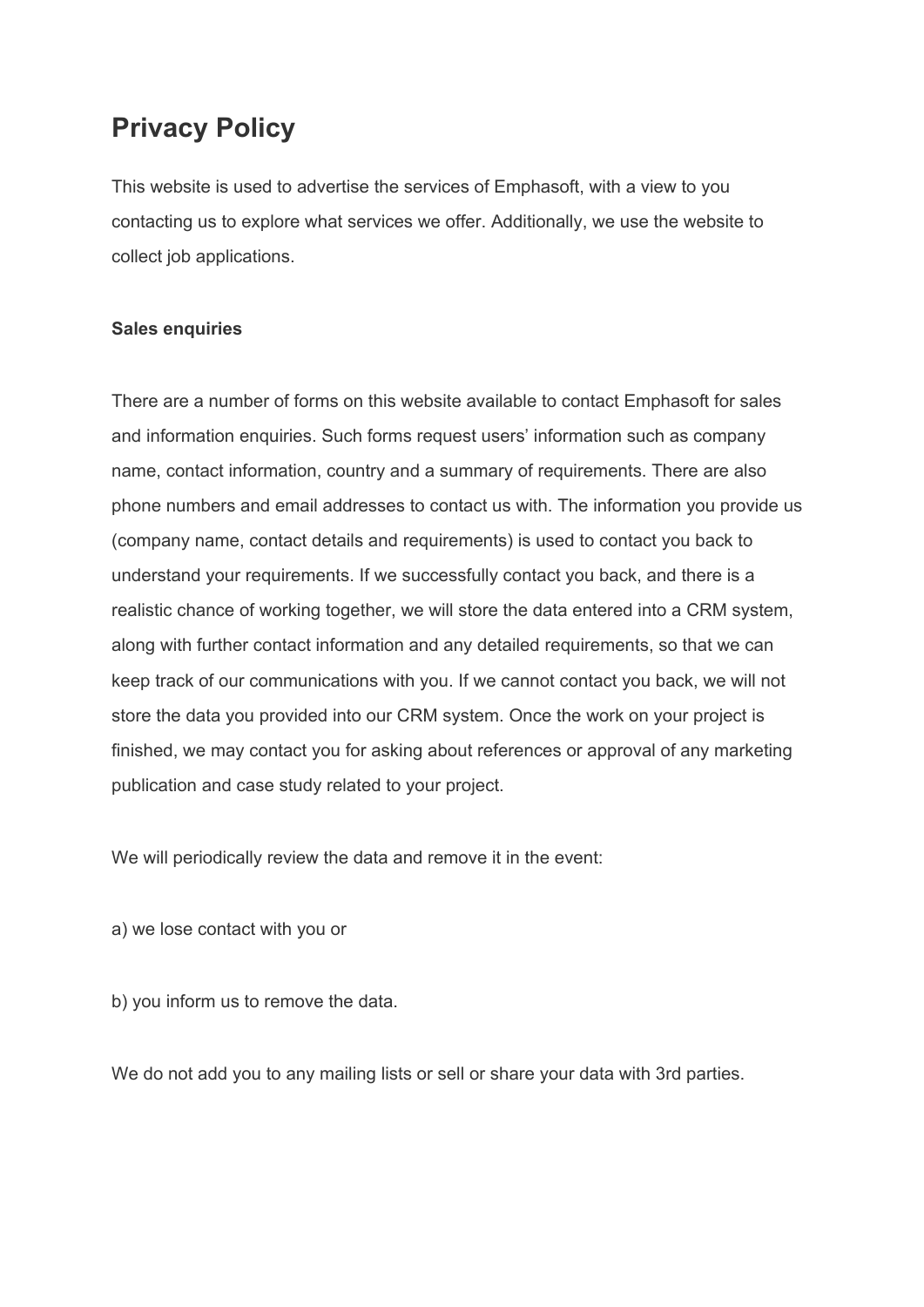# Privacy Policy

This website is used to advertise the services of Emphasoft, with a view to you contacting us to explore what services we offer. Additionally, we use the website to collect job applications.

**Sales enquiries**

There are a number of forms on this website available to contact Emphasoft for sales and information enquiries. Such forms request users' information such as company name, contact information, country and a summary of requirements. There are also phone numbers and email addresses to contact us with. The information you provide us (company name, contact details and requirements) is used to contact you back to understand your requirements. If we successfully contact you back, and there is a realistic chance of working together, we will store the data entered into a CRM system, along with further contact information and any detailed requirements, so that we can keep track of our communications with you. If we cannot contact you back, we will not store the data you provided into our CRM system. Once the work on your project is finished, we may contact you for asking about references or approval of any marketing publication and case study related to your project.

We will periodically review the data and remove it in the event:

a) we lose contact with you or

b) you inform us to remove the data.

We do not add you to any mailing lists or sell or share your data with 3rd parties.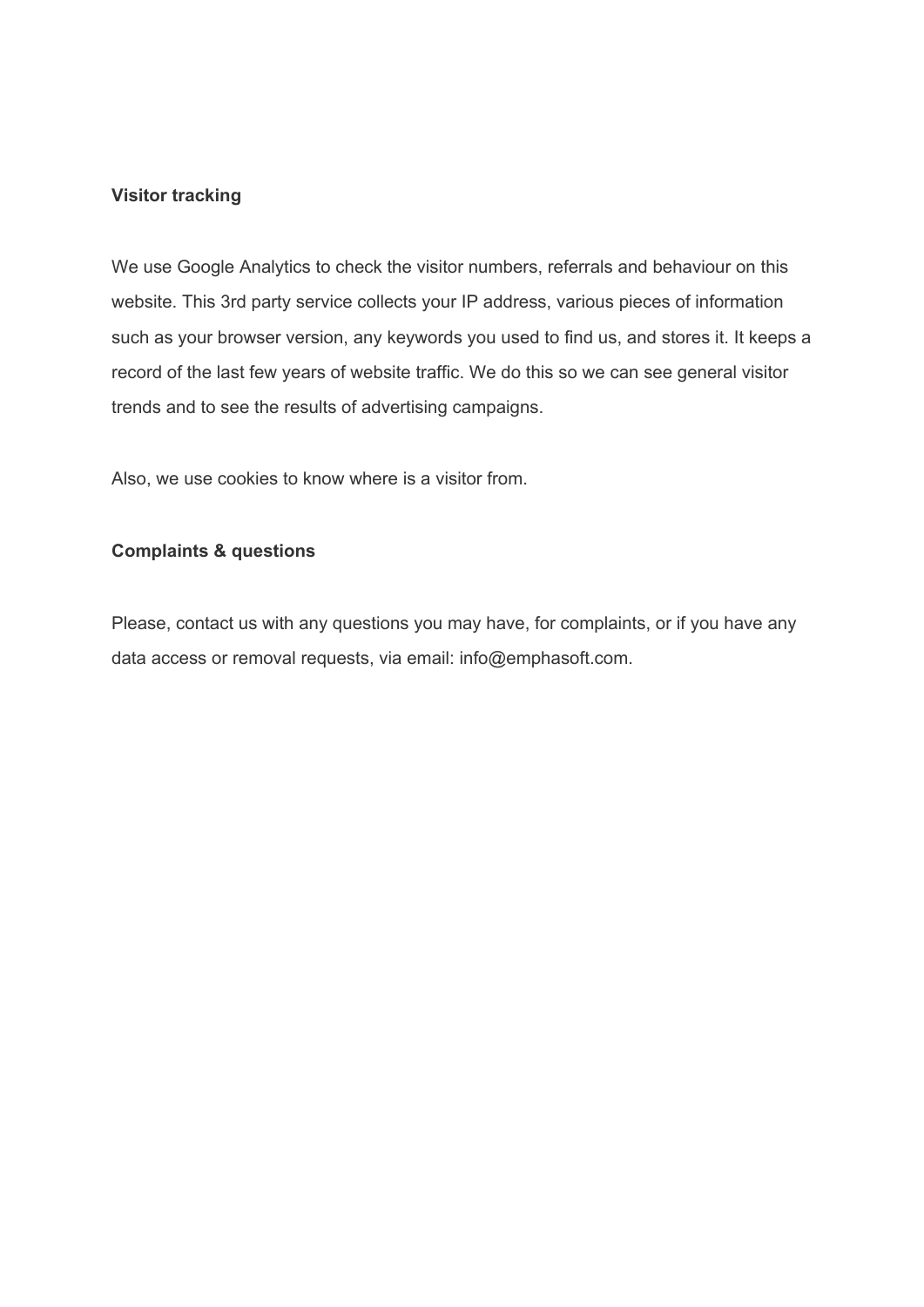**Visitor tracking**

We use Google Analytics to check the visitor numbers, referrals and behaviour on this website. This 3rd party service collects your IP address, various pieces of information such as your browser version, any keywords you used to find us, and stores it. It keeps a record of the last few years of website traffic. We do this so we can see general visitor trends and to see the results of advertising campaigns.

Also, we use cookies to know where is a visitor from.

**Complaints & questions**

Please, contact us with any questions you may have, for complaints, or if you have any data access or removal requests, via email: info@emphasoft.com.